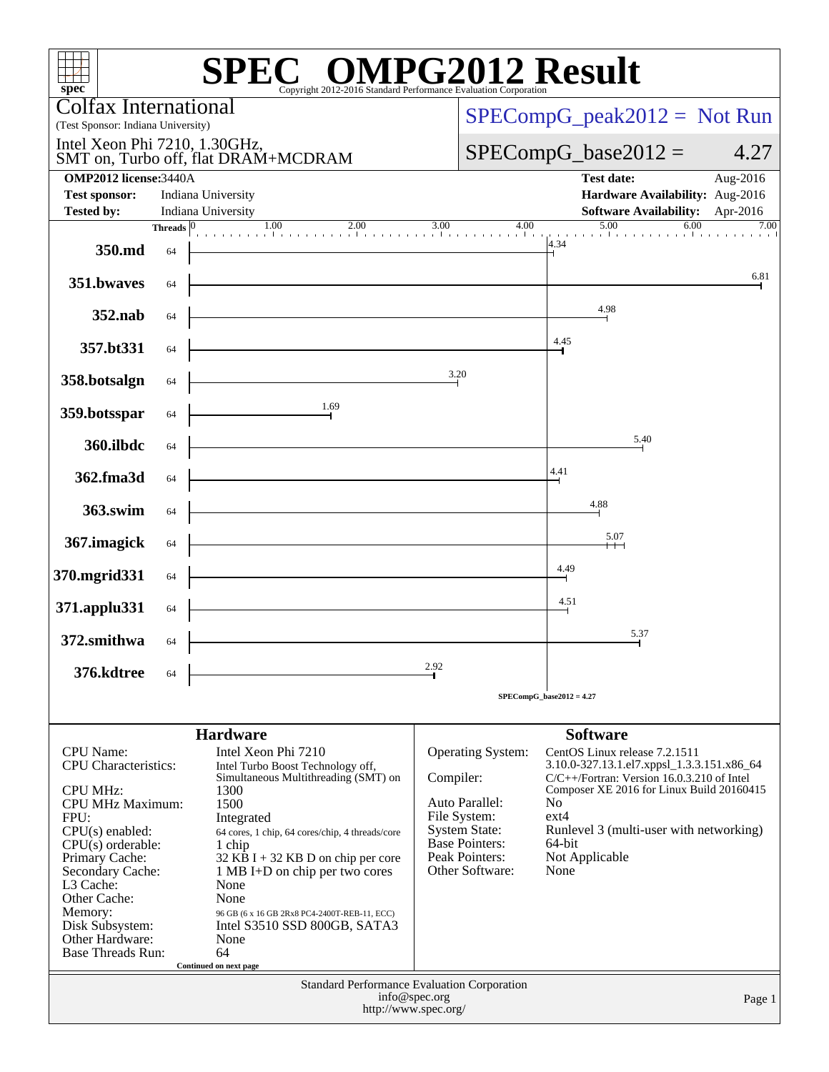# SPEC OMPG2012 Result

Copyright 2012-2016 Standard Performance Evaluation Corporation

**Colfax International**
(Test Sponsor: Indiana University)

Intel Xeon Phi 7210, 1.30GHz,
SMT on, Turbo off, flat DRAM+MCDRAM

SPECompG_peak2012 = Not Run

SPECompG_base2012 = 4.27

| | | | |
|---|---|---|---|
| **OMP2012 license:** | 3440A | **Test date:** | Aug-2016 |
| **Test sponsor:** | Indiana University | **Hardware Availability:** | Aug-2016 |
| **Tested by:** | Indiana University | **Software Availability:** | Apr-2016 |

| Benchmark | Threads | Base Ratio |
|---|---|---|
| 350.md | 64 | 4.34 |
| 351.bwaves | 64 | 6.81 |
| 352.nab | 64 | 4.98 |
| 357.bt331 | 64 | 4.45 |
| 358.botsalgn | 64 | 3.20 |
| 359.botsspar | 64 | 1.69 |
| 360.ilbdc | 64 | 5.40 |
| 362.fma3d | 64 | 4.41 |
| 363.swim | 64 | 4.88 |
| 367.imagick | 64 | 5.07 |
| 370.mgrid331 | 64 | 4.49 |
| 371.applu331 | 64 | 4.51 |
| 372.smithwa | 64 | 5.37 |
| 376.kdtree | 64 | 2.92 |

SPECompG_base2012 = 4.27

## Hardware

| | |
|---|---|
| CPU Name: | Intel Xeon Phi 7210 |
| CPU Characteristics: | Intel Turbo Boost Technology off, Simultaneous Multithreading (SMT) on |
| CPU MHz: | 1300 |
| CPU MHz Maximum: | 1500 |
| FPU: | Integrated |
| CPU(s) enabled: | 64 cores, 1 chip, 64 cores/chip, 4 threads/core |
| CPU(s) orderable: | 1 chip |
| Primary Cache: | 32 KB I + 32 KB D on chip per core |
| Secondary Cache: | 1 MB I+D on chip per two cores |
| L3 Cache: | None |
| Other Cache: | None |
| Memory: | 96 GB (6 x 16 GB 2Rx8 PC4-2400T-REB-11, ECC) |
| Disk Subsystem: | Intel S3510 SSD 800GB, SATA3 |
| Other Hardware: | None |
| Base Threads Run: | 64 |

Continued on next page

## Software

| | |
|---|---|
| Operating System: | CentOS Linux release 7.2.1511 3.10.0-327.13.1.el7.xppsl_1.3.3.151.x86_64 |
| Compiler: | C/C++/Fortran: Version 16.0.3.210 of Intel Composer XE 2016 for Linux Build 20160415 |
| Auto Parallel: | No |
| File System: | ext4 |
| System State: | Runlevel 3 (multi-user with networking) |
| Base Pointers: | 64-bit |
| Peak Pointers: | Not Applicable |
| Other Software: | None |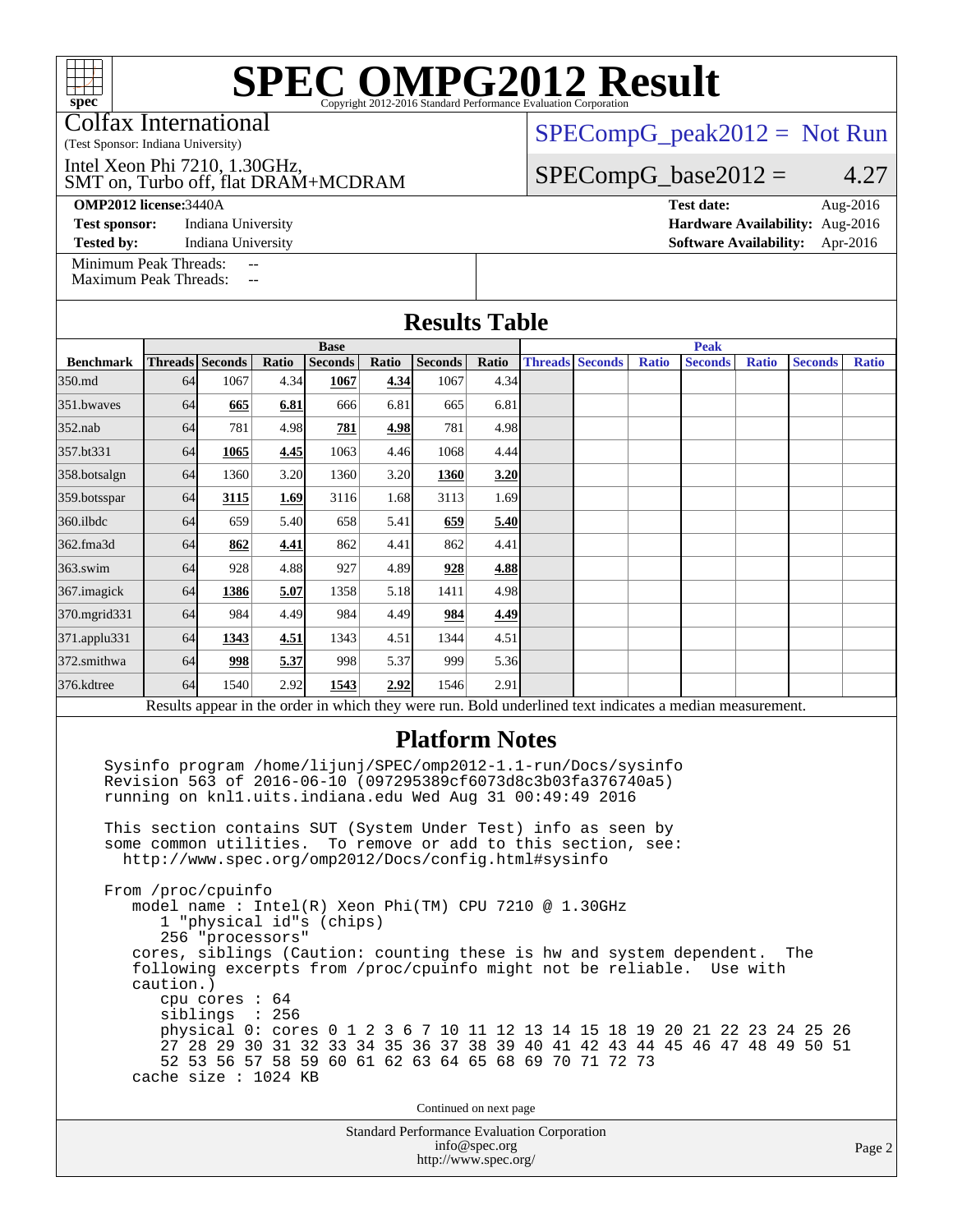# SPEC OMPG2012 Result

Copyright 2012-2016 Standard Performance Evaluation Corporation

Colfax International
(Test Sponsor: Indiana University)

Intel Xeon Phi 7210, 1.30GHz,
SMT on, Turbo off, flat DRAM+MCDRAM

SPECompG_peak2012 = Not Run

SPECompG_base2012 = 4.27

**OMP2012 license:** 3440A
**Test sponsor:** Indiana University
**Tested by:** Indiana University

**Test date:** Aug-2016
**Hardware Availability:** Aug-2016
**Software Availability:** Apr-2016

Minimum Peak Threads: --
Maximum Peak Threads: --

## Results Table

| | Base | | | | | | | Peak | | | | | | |
|---|---|---|---|---|---|---|---|---|---|---|---|---|---|---|
| **Benchmark** | **Threads** | **Seconds** | **Ratio** | **Seconds** | **Ratio** | **Seconds** | **Ratio** | **Threads** | **Seconds** | **Ratio** | **Seconds** | **Ratio** | **Seconds** | **Ratio** |
| 350.md | 64 | 1067 | 4.34 | **1067** | **4.34** | 1067 | 4.34 | | | | | | | |
| 351.bwaves | 64 | **665** | **6.81** | 666 | 6.81 | 665 | 6.81 | | | | | | | |
| 352.nab | 64 | 781 | 4.98 | **781** | **4.98** | 781 | 4.98 | | | | | | | |
| 357.bt331 | 64 | **1065** | **4.45** | 1063 | 4.46 | 1068 | 4.44 | | | | | | | |
| 358.botsalgn | 64 | 1360 | 3.20 | 1360 | 3.20 | **1360** | **3.20** | | | | | | | |
| 359.botsspar | 64 | **3115** | **1.69** | 3116 | 1.68 | 3113 | 1.69 | | | | | | | |
| 360.ilbdc | 64 | 659 | 5.40 | 658 | 5.41 | **659** | **5.40** | | | | | | | |
| 362.fma3d | 64 | **862** | **4.41** | 862 | 4.41 | 862 | 4.41 | | | | | | | |
| 363.swim | 64 | 928 | 4.88 | 927 | 4.89 | **928** | **4.88** | | | | | | | |
| 367.imagick | 64 | **1386** | **5.07** | 1358 | 5.18 | 1411 | 4.98 | | | | | | | |
| 370.mgrid331 | 64 | 984 | 4.49 | 984 | 4.49 | **984** | **4.49** | | | | | | | |
| 371.applu331 | 64 | **1343** | **4.51** | 1343 | 4.51 | 1344 | 4.51 | | | | | | | |
| 372.smithwa | 64 | **998** | **5.37** | 998 | 5.37 | 999 | 5.36 | | | | | | | |
| 376.kdtree | 64 | 1540 | 2.92 | **1543** | **2.92** | 1546 | 2.91 | | | | | | | |

Results appear in the order in which they were run. Bold underlined text indicates a median measurement.

## Platform Notes

```
Sysinfo program /home/lijunj/SPEC/omp2012-1.1-run/Docs/sysinfo
Revision 563 of 2016-06-10 (097295389cf6073d8c3b03fa376740a5)
running on knl1.uits.indiana.edu Wed Aug 31 00:49:49 2016

This section contains SUT (System Under Test) info as seen by
some common utilities.  To remove or add to this section, see:
  http://www.spec.org/omp2012/Docs/config.html#sysinfo

From /proc/cpuinfo
   model name : Intel(R) Xeon Phi(TM) CPU 7210 @ 1.30GHz
      1 "physical id"s (chips)
      256 "processors"
   cores, siblings (Caution: counting these is hw and system dependent.  The
   following excerpts from /proc/cpuinfo might not be reliable.  Use with
   caution.)
      cpu cores : 64
      siblings  : 256
      physical 0: cores 0 1 2 3 6 7 10 11 12 13 14 15 18 19 20 21 22 23 24 25 26
      27 28 29 30 31 32 33 34 35 36 37 38 39 40 41 42 43 44 45 46 47 48 49 50 51
      52 53 56 57 58 59 60 61 62 63 64 65 68 69 70 71 72 73
   cache size : 1024 KB
```

Continued on next page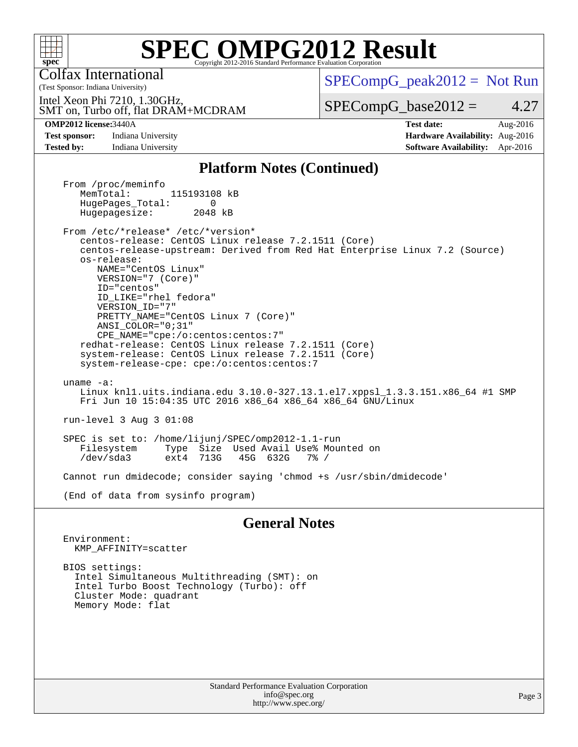# SPEC OMPG2012 Result

Copyright 2012-2016 Standard Performance Evaluation Corporation

Colfax International
(Test Sponsor: Indiana University)

Intel Xeon Phi 7210, 1.30GHz,
SMT on, Turbo off, flat DRAM+MCDRAM

SPECompG_peak2012 = Not Run

SPECompG_base2012 = 4.27

**OMP2012 license:** 3440A | **Test date:** Aug-2016
**Test sponsor:** Indiana University | **Hardware Availability:** Aug-2016
**Tested by:** Indiana University | **Software Availability:** Apr-2016

## Platform Notes (Continued)

```
From /proc/meminfo
   MemTotal:       115193108 kB
   HugePages_Total:       0
   Hugepagesize:       2048 kB

From /etc/*release* /etc/*version*
   centos-release: CentOS Linux release 7.2.1511 (Core)
   centos-release-upstream: Derived from Red Hat Enterprise Linux 7.2 (Source)
   os-release:
      NAME="CentOS Linux"
      VERSION="7 (Core)"
      ID="centos"
      ID_LIKE="rhel fedora"
      VERSION_ID="7"
      PRETTY_NAME="CentOS Linux 7 (Core)"
      ANSI_COLOR="0;31"
      CPE_NAME="cpe:/o:centos:centos:7"
   redhat-release: CentOS Linux release 7.2.1511 (Core)
   system-release: CentOS Linux release 7.2.1511 (Core)
   system-release-cpe: cpe:/o:centos:centos:7

uname -a:
   Linux knl1.uits.indiana.edu 3.10.0-327.13.1.el7.xppsl_1.3.3.151.x86_64 #1 SMP
   Fri Jun 10 15:04:35 UTC 2016 x86_64 x86_64 x86_64 GNU/Linux

run-level 3 Aug 3 01:08

SPEC is set to: /home/lijunj/SPEC/omp2012-1.1-run
   Filesystem     Type  Size  Used Avail Use% Mounted on
   /dev/sda3      ext4  713G   45G  632G   7% /

Cannot run dmidecode; consider saying 'chmod +s /usr/sbin/dmidecode'

(End of data from sysinfo program)
```

## General Notes

```
Environment:
  KMP_AFFINITY=scatter

BIOS settings:
  Intel Simultaneous Multithreading (SMT): on
  Intel Turbo Boost Technology (Turbo): off
  Cluster Mode: quadrant
  Memory Mode: flat
```

Standard Performance Evaluation Corporation
info@spec.org
http://www.spec.org/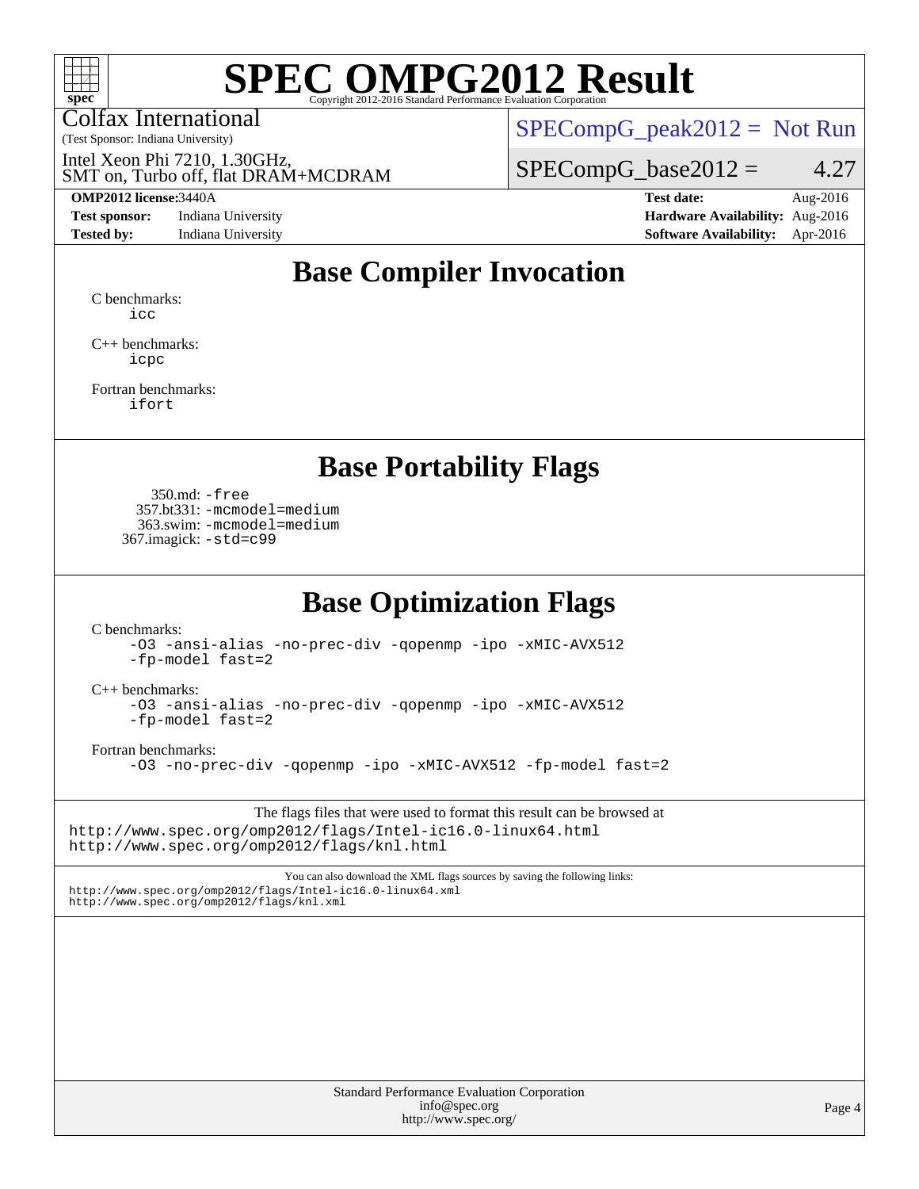# SPEC OMPG2012 Result

Copyright 2012-2016 Standard Performance Evaluation Corporation

Colfax International
(Test Sponsor: Indiana University)

Intel Xeon Phi 7210, 1.30GHz,
SMT on, Turbo off, flat DRAM+MCDRAM

SPECompG_peak2012 = Not Run

SPECompG_base2012 = 4.27

| | | | |
|---|---|---|---|
| **OMP2012 license:** 3440A | | **Test date:** | Aug-2016 |
| **Test sponsor:** | Indiana University | **Hardware Availability:** | Aug-2016 |
| **Tested by:** | Indiana University | **Software Availability:** | Apr-2016 |

## Base Compiler Invocation

C benchmarks:
`icc`

C++ benchmarks:
`icpc`

Fortran benchmarks:
`ifort`

## Base Portability Flags

350.md: `-free`
357.bt331: `-mcmodel=medium`
363.swim: `-mcmodel=medium`
367.imagick: `-std=c99`

## Base Optimization Flags

C benchmarks:
`-O3 -ansi-alias -no-prec-div -qopenmp -ipo -xMIC-AVX512 -fp-model fast=2`

C++ benchmarks:
`-O3 -ansi-alias -no-prec-div -qopenmp -ipo -xMIC-AVX512 -fp-model fast=2`

Fortran benchmarks:
`-O3 -no-prec-div -qopenmp -ipo -xMIC-AVX512 -fp-model fast=2`

The flags files that were used to format this result can be browsed at
http://www.spec.org/omp2012/flags/Intel-ic16.0-linux64.html
http://www.spec.org/omp2012/flags/knl.html

You can also download the XML flags sources by saving the following links:
http://www.spec.org/omp2012/flags/Intel-ic16.0-linux64.xml
http://www.spec.org/omp2012/flags/knl.xml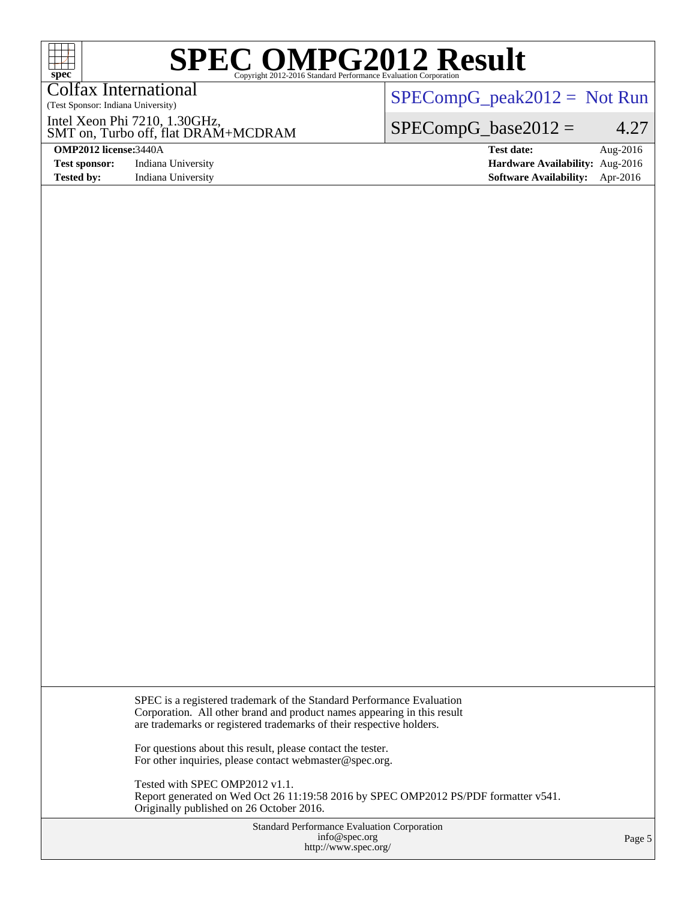# SPEC OMPG2012 Result

Copyright 2012-2016 Standard Performance Evaluation Corporation

Colfax International
(Test Sponsor: Indiana University)

Intel Xeon Phi 7210, 1.30GHz,
SMT on, Turbo off, flat DRAM+MCDRAM

SPECompG_peak2012 = Not Run

SPECompG_base2012 = 4.27

**OMP2012 license:** 3440A
**Test sponsor:** Indiana University
**Tested by:** Indiana University

**Test date:** Aug-2016
**Hardware Availability:** Aug-2016
**Software Availability:** Apr-2016

SPEC is a registered trademark of the Standard Performance Evaluation Corporation. All other brand and product names appearing in this result are trademarks or registered trademarks of their respective holders.

For questions about this result, please contact the tester.
For other inquiries, please contact webmaster@spec.org.

Tested with SPEC OMP2012 v1.1.
Report generated on Wed Oct 26 11:19:58 2016 by SPEC OMP2012 PS/PDF formatter v541.
Originally published on 26 October 2016.

Standard Performance Evaluation Corporation
info@spec.org
http://www.spec.org/